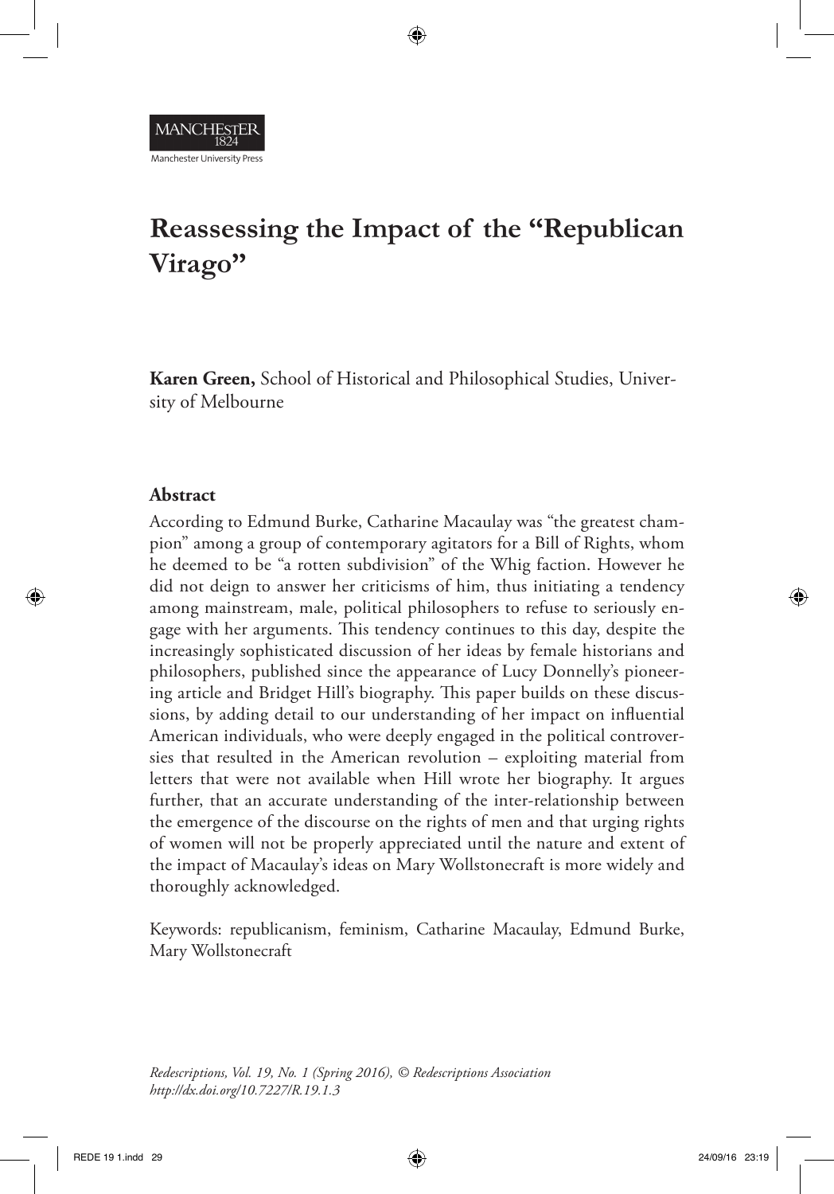# Reassessing the Impact of the "Republican Virago"

**Karen Green,** School of Historical and Philosophical Studies, University of Melbourne

## Abstract

According to Edmund Burke, Catharine Macaulay was "the greatest champion" among a group of contemporary agitators for a Bill of Rights, whom he deemed to be "a rotten subdivision" of the Whig faction. However he did not deign to answer her criticisms of him, thus initiating a tendency among mainstream, male, political philosophers to refuse to seriously engage with her arguments. This tendency continues to this day, despite the increasingly sophisticated discussion of her ideas by female historians and philosophers, published since the appearance of Lucy Donnelly's pioneering article and Bridget Hill's biography. This paper builds on these discussions, by adding detail to our understanding of her impact on influential American individuals, who were deeply engaged in the political controversies that resulted in the American revolution – exploiting material from letters that were not available when Hill wrote her biography. It argues further, that an accurate understanding of the inter-relationship between the emergence of the discourse on the rights of men and that urging rights of women will not be properly appreciated until the nature and extent of the impact of Macaulay's ideas on Mary Wollstonecraft is more widely and thoroughly acknowledged.

Keywords: republicanism, feminism, Catharine Macaulay, Edmund Burke, Mary Wollstonecraft

*Redescriptions, Vol. 19, No. 1 (Spring 2016), © Redescriptions Association*
*http://dx.doi.org/10.7227/R.19.1.3*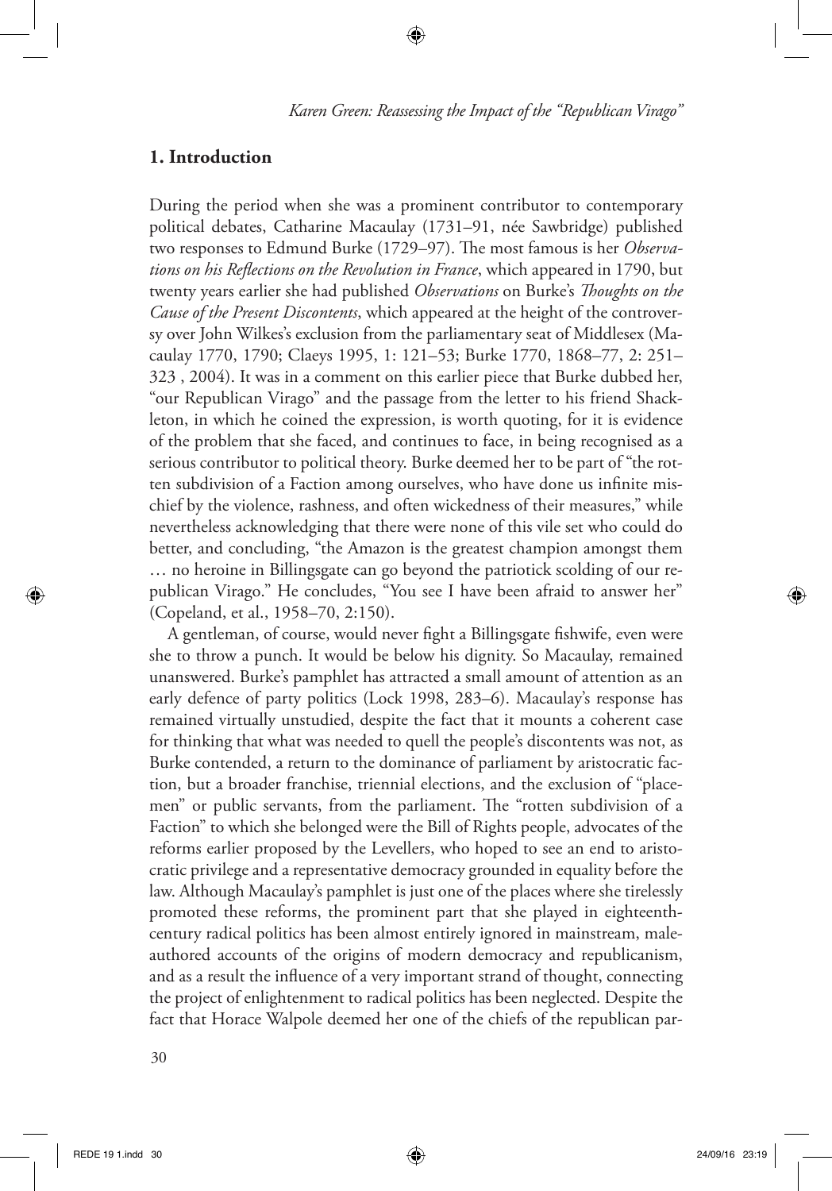## 1. Introduction

During the period when she was a prominent contributor to contemporary political debates, Catharine Macaulay (1731–91, née Sawbridge) published two responses to Edmund Burke (1729–97). The most famous is her *Observations on his Reflections on the Revolution in France*, which appeared in 1790, but twenty years earlier she had published *Observations* on Burke's *Thoughts on the Cause of the Present Discontents*, which appeared at the height of the controversy over John Wilkes's exclusion from the parliamentary seat of Middlesex (Macaulay 1770, 1790; Claeys 1995, 1: 121–53; Burke 1770, 1868–77, 2: 251–323 , 2004). It was in a comment on this earlier piece that Burke dubbed her, "our Republican Virago" and the passage from the letter to his friend Shackleton, in which he coined the expression, is worth quoting, for it is evidence of the problem that she faced, and continues to face, in being recognised as a serious contributor to political theory. Burke deemed her to be part of "the rotten subdivision of a Faction among ourselves, who have done us infinite mischief by the violence, rashness, and often wickedness of their measures," while nevertheless acknowledging that there were none of this vile set who could do better, and concluding, "the Amazon is the greatest champion amongst them … no heroine in Billingsgate can go beyond the patriotick scolding of our republican Virago." He concludes, "You see I have been afraid to answer her" (Copeland, et al., 1958–70, 2:150).

A gentleman, of course, would never fight a Billingsgate fishwife, even were she to throw a punch. It would be below his dignity. So Macaulay, remained unanswered. Burke's pamphlet has attracted a small amount of attention as an early defence of party politics (Lock 1998, 283–6). Macaulay's response has remained virtually unstudied, despite the fact that it mounts a coherent case for thinking that what was needed to quell the people's discontents was not, as Burke contended, a return to the dominance of parliament by aristocratic faction, but a broader franchise, triennial elections, and the exclusion of "placemen" or public servants, from the parliament. The "rotten subdivision of a Faction" to which she belonged were the Bill of Rights people, advocates of the reforms earlier proposed by the Levellers, who hoped to see an end to aristocratic privilege and a representative democracy grounded in equality before the law. Although Macaulay's pamphlet is just one of the places where she tirelessly promoted these reforms, the prominent part that she played in eighteenth-century radical politics has been almost entirely ignored in mainstream, male-authored accounts of the origins of modern democracy and republicanism, and as a result the influence of a very important strand of thought, connecting the project of enlightenment to radical politics has been neglected. Despite the fact that Horace Walpole deemed her one of the chiefs of the republican par-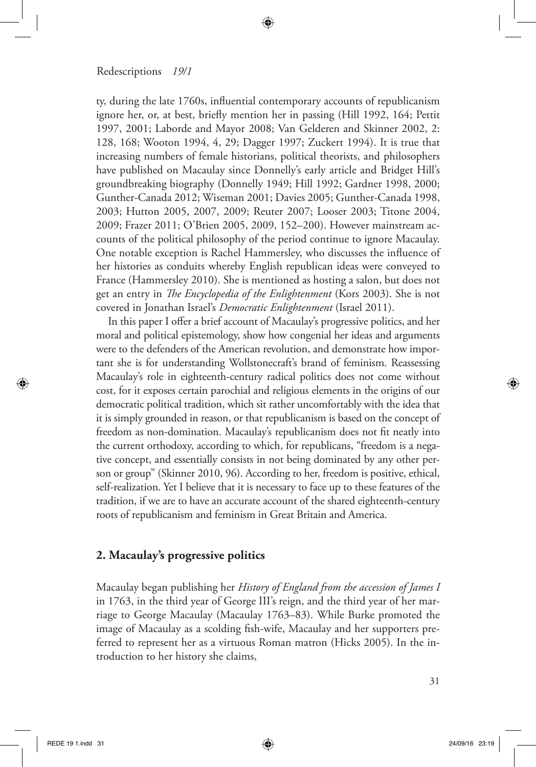ty, during the late 1760s, influential contemporary accounts of republicanism ignore her, or, at best, briefly mention her in passing (Hill 1992, 164; Pettit 1997, 2001; Laborde and Mayor 2008; Van Gelderen and Skinner 2002, 2: 128, 168; Wooton 1994, 4, 29; Dagger 1997; Zuckert 1994). It is true that increasing numbers of female historians, political theorists, and philosophers have published on Macaulay since Donnelly's early article and Bridget Hill's groundbreaking biography (Donnelly 1949; Hill 1992; Gardner 1998, 2000; Gunther-Canada 2012; Wiseman 2001; Davies 2005; Gunther-Canada 1998, 2003; Hutton 2005, 2007, 2009; Reuter 2007; Looser 2003; Titone 2004, 2009; Frazer 2011; O'Brien 2005, 2009, 152–200). However mainstream accounts of the political philosophy of the period continue to ignore Macaulay. One notable exception is Rachel Hammersley, who discusses the influence of her histories as conduits whereby English republican ideas were conveyed to France (Hammersley 2010). She is mentioned as hosting a salon, but does not get an entry in *The Encyclopedia of the Enlightenment* (Kors 2003). She is not covered in Jonathan Israel's *Democratic Enlightenment* (Israel 2011).

In this paper I offer a brief account of Macaulay's progressive politics, and her moral and political epistemology, show how congenial her ideas and arguments were to the defenders of the American revolution, and demonstrate how important she is for understanding Wollstonecraft's brand of feminism. Reassessing Macaulay's role in eighteenth-century radical politics does not come without cost, for it exposes certain parochial and religious elements in the origins of our democratic political tradition, which sit rather uncomfortably with the idea that it is simply grounded in reason, or that republicanism is based on the concept of freedom as non-domination. Macaulay's republicanism does not fit neatly into the current orthodoxy, according to which, for republicans, "freedom is a negative concept, and essentially consists in not being dominated by any other person or group" (Skinner 2010, 96). According to her, freedom is positive, ethical, self-realization. Yet I believe that it is necessary to face up to these features of the tradition, if we are to have an accurate account of the shared eighteenth-century roots of republicanism and feminism in Great Britain and America.

## 2. Macaulay's progressive politics

Macaulay began publishing her *History of England from the accession of James I* in 1763, in the third year of George III's reign, and the third year of her marriage to George Macaulay (Macaulay 1763–83). While Burke promoted the image of Macaulay as a scolding fish-wife, Macaulay and her supporters preferred to represent her as a virtuous Roman matron (Hicks 2005). In the introduction to her history she claims,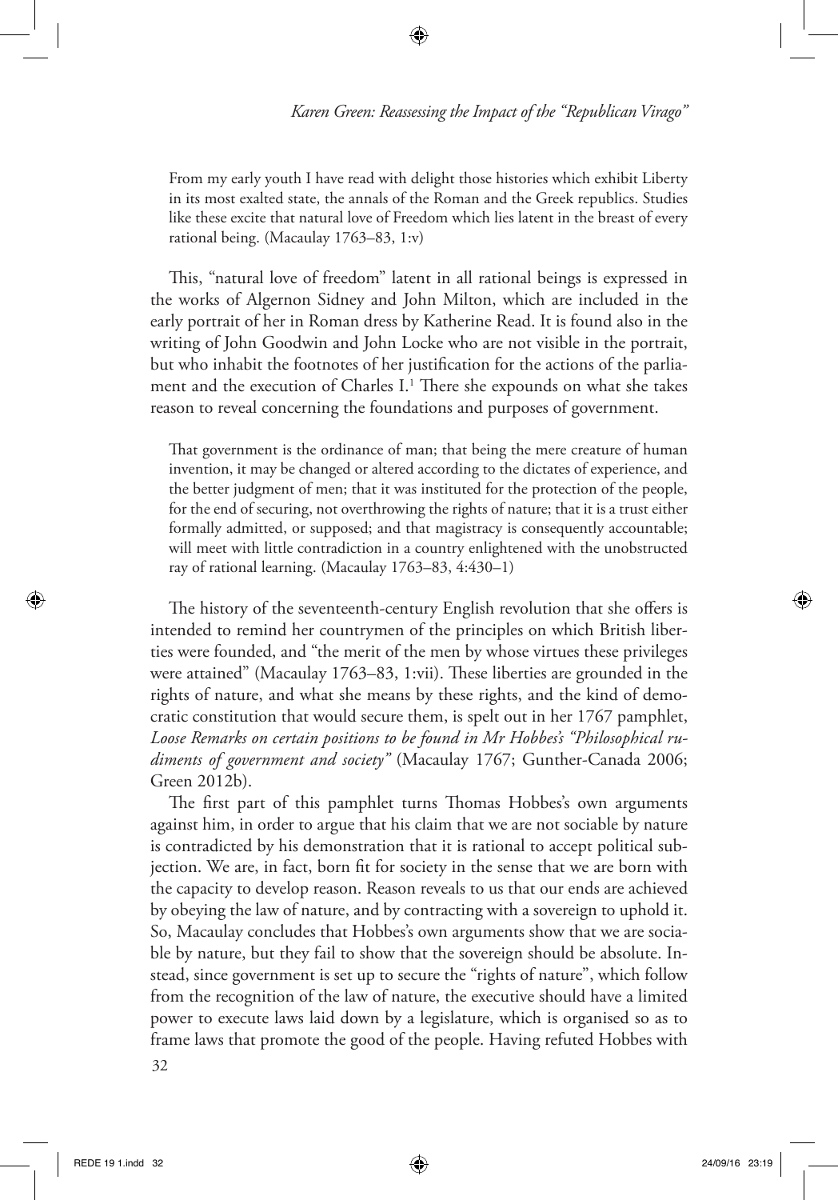> From my early youth I have read with delight those histories which exhibit Liberty in its most exalted state, the annals of the Roman and the Greek republics. Studies like these excite that natural love of Freedom which lies latent in the breast of every rational being. (Macaulay 1763–83, 1:v)

This, "natural love of freedom" latent in all rational beings is expressed in the works of Algernon Sidney and John Milton, which are included in the early portrait of her in Roman dress by Katherine Read. It is found also in the writing of John Goodwin and John Locke who are not visible in the portrait, but who inhabit the footnotes of her justification for the actions of the parliament and the execution of Charles I.[1] There she expounds on what she takes reason to reveal concerning the foundations and purposes of government.

> That government is the ordinance of man; that being the mere creature of human invention, it may be changed or altered according to the dictates of experience, and the better judgment of men; that it was instituted for the protection of the people, for the end of securing, not overthrowing the rights of nature; that it is a trust either formally admitted, or supposed; and that magistracy is consequently accountable; will meet with little contradiction in a country enlightened with the unobstructed ray of rational learning. (Macaulay 1763–83, 4:430–1)

The history of the seventeenth-century English revolution that she offers is intended to remind her countrymen of the principles on which British liberties were founded, and "the merit of the men by whose virtues these privileges were attained" (Macaulay 1763–83, 1:vii). These liberties are grounded in the rights of nature, and what she means by these rights, and the kind of democratic constitution that would secure them, is spelt out in her 1767 pamphlet, *Loose Remarks on certain positions to be found in Mr Hobbes's "Philosophical rudiments of government and society"* (Macaulay 1767; Gunther-Canada 2006; Green 2012b).

The first part of this pamphlet turns Thomas Hobbes's own arguments against him, in order to argue that his claim that we are not sociable by nature is contradicted by his demonstration that it is rational to accept political subjection. We are, in fact, born fit for society in the sense that we are born with the capacity to develop reason. Reason reveals to us that our ends are achieved by obeying the law of nature, and by contracting with a sovereign to uphold it. So, Macaulay concludes that Hobbes's own arguments show that we are sociable by nature, but they fail to show that the sovereign should be absolute. Instead, since government is set up to secure the "rights of nature", which follow from the recognition of the law of nature, the executive should have a limited power to execute laws laid down by a legislature, which is organised so as to frame laws that promote the good of the people. Having refuted Hobbes with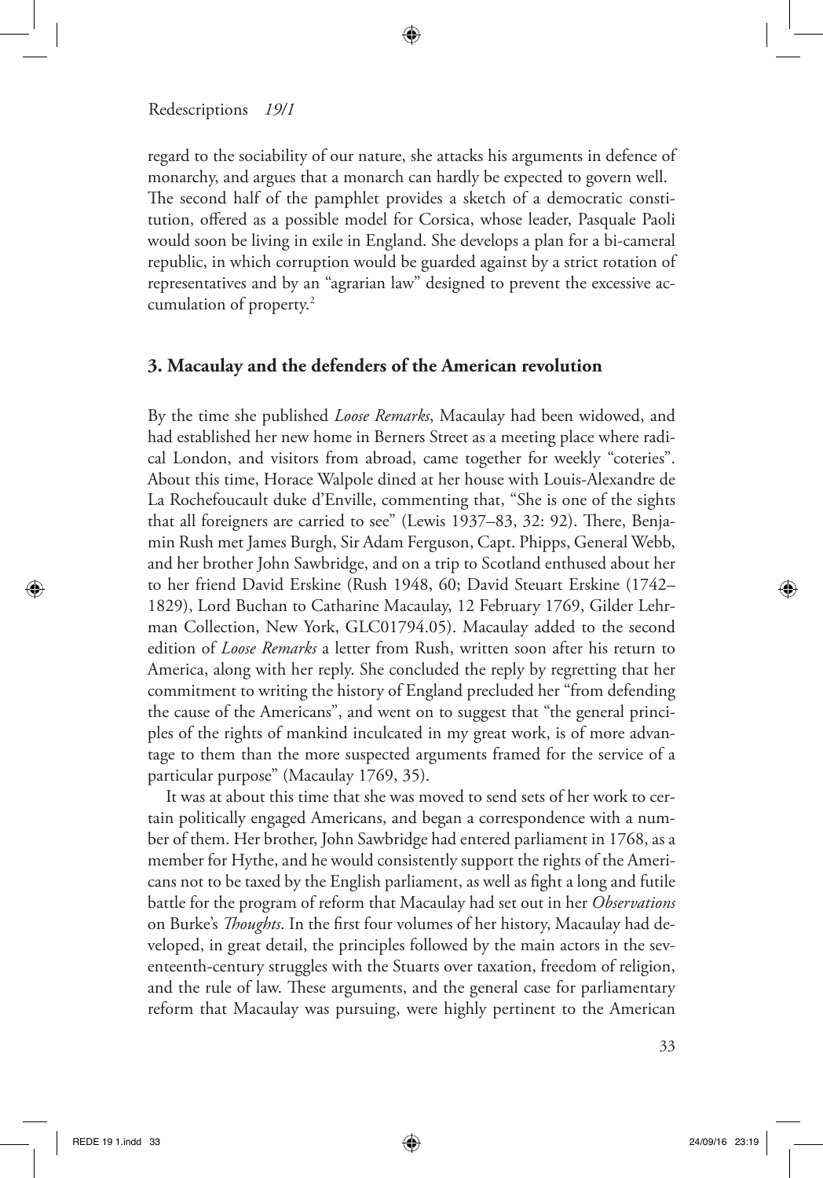regard to the sociability of our nature, she attacks his arguments in defence of monarchy, and argues that a monarch can hardly be expected to govern well. The second half of the pamphlet provides a sketch of a democratic constitution, offered as a possible model for Corsica, whose leader, Pasquale Paoli would soon be living in exile in England. She develops a plan for a bi-cameral republic, in which corruption would be guarded against by a strict rotation of representatives and by an "agrarian law" designed to prevent the excessive accumulation of property.[2]

## 3. Macaulay and the defenders of the American revolution

By the time she published *Loose Remarks*, Macaulay had been widowed, and had established her new home in Berners Street as a meeting place where radical London, and visitors from abroad, came together for weekly "coteries". About this time, Horace Walpole dined at her house with Louis-Alexandre de La Rochefoucault duke d'Enville, commenting that, "She is one of the sights that all foreigners are carried to see" (Lewis 1937–83, 32: 92). There, Benjamin Rush met James Burgh, Sir Adam Ferguson, Capt. Phipps, General Webb, and her brother John Sawbridge, and on a trip to Scotland enthused about her to her friend David Erskine (Rush 1948, 60; David Steuart Erskine (1742–1829), Lord Buchan to Catharine Macaulay, 12 February 1769, Gilder Lehrman Collection, New York, GLC01794.05). Macaulay added to the second edition of *Loose Remarks* a letter from Rush, written soon after his return to America, along with her reply. She concluded the reply by regretting that her commitment to writing the history of England precluded her "from defending the cause of the Americans", and went on to suggest that "the general principles of the rights of mankind inculcated in my great work, is of more advantage to them than the more suspected arguments framed for the service of a particular purpose" (Macaulay 1769, 35).

It was at about this time that she was moved to send sets of her work to certain politically engaged Americans, and began a correspondence with a number of them. Her brother, John Sawbridge had entered parliament in 1768, as a member for Hythe, and he would consistently support the rights of the Americans not to be taxed by the English parliament, as well as fight a long and futile battle for the program of reform that Macaulay had set out in her *Observations* on Burke's *Thoughts*. In the first four volumes of her history, Macaulay had developed, in great detail, the principles followed by the main actors in the seventeenth-century struggles with the Stuarts over taxation, freedom of religion, and the rule of law. These arguments, and the general case for parliamentary reform that Macaulay was pursuing, were highly pertinent to the American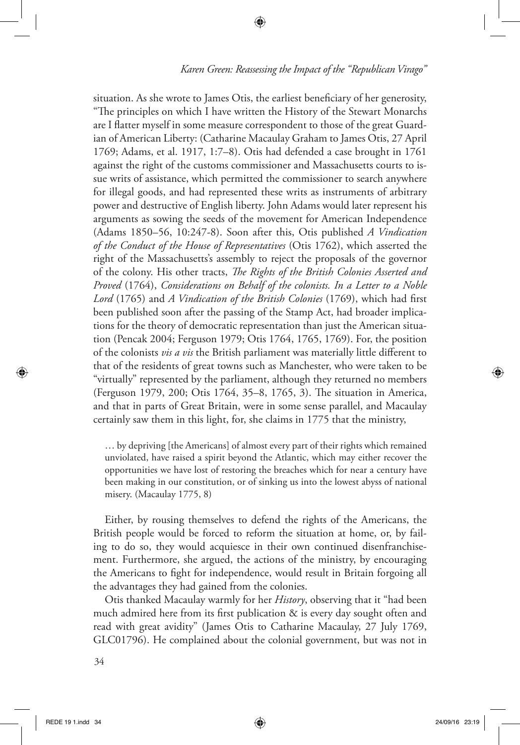situation. As she wrote to James Otis, the earliest beneficiary of her generosity, "The principles on which I have written the History of the Stewart Monarchs are I flatter myself in some measure correspondent to those of the great Guardian of American Liberty: (Catharine Macaulay Graham to James Otis, 27 April 1769; Adams, et al. 1917, 1:7–8). Otis had defended a case brought in 1761 against the right of the customs commissioner and Massachusetts courts to issue writs of assistance, which permitted the commissioner to search anywhere for illegal goods, and had represented these writs as instruments of arbitrary power and destructive of English liberty. John Adams would later represent his arguments as sowing the seeds of the movement for American Independence (Adams 1850–56, 10:247-8). Soon after this, Otis published *A Vindication of the Conduct of the House of Representatives* (Otis 1762), which asserted the right of the Massachusetts's assembly to reject the proposals of the governor of the colony. His other tracts, *The Rights of the British Colonies Asserted and Proved* (1764), *Considerations on Behalf of the colonists. In a Letter to a Noble Lord* (1765) and *A Vindication of the British Colonies* (1769), which had first been published soon after the passing of the Stamp Act, had broader implications for the theory of democratic representation than just the American situation (Pencak 2004; Ferguson 1979; Otis 1764, 1765, 1769). For, the position of the colonists *vis a vis* the British parliament was materially little different to that of the residents of great towns such as Manchester, who were taken to be "virtually" represented by the parliament, although they returned no members (Ferguson 1979, 200; Otis 1764, 35–8, 1765, 3). The situation in America, and that in parts of Great Britain, were in some sense parallel, and Macaulay certainly saw them in this light, for, she claims in 1775 that the ministry,

> … by depriving [the Americans] of almost every part of their rights which remained unviolated, have raised a spirit beyond the Atlantic, which may either recover the opportunities we have lost of restoring the breaches which for near a century have been making in our constitution, or of sinking us into the lowest abyss of national misery. (Macaulay 1775, 8)

Either, by rousing themselves to defend the rights of the Americans, the British people would be forced to reform the situation at home, or, by failing to do so, they would acquiesce in their own continued disenfranchisement. Furthermore, she argued, the actions of the ministry, by encouraging the Americans to fight for independence, would result in Britain forgoing all the advantages they had gained from the colonies.

Otis thanked Macaulay warmly for her *History*, observing that it "had been much admired here from its first publication & is every day sought often and read with great avidity" (James Otis to Catharine Macaulay, 27 July 1769, GLC01796). He complained about the colonial government, but was not in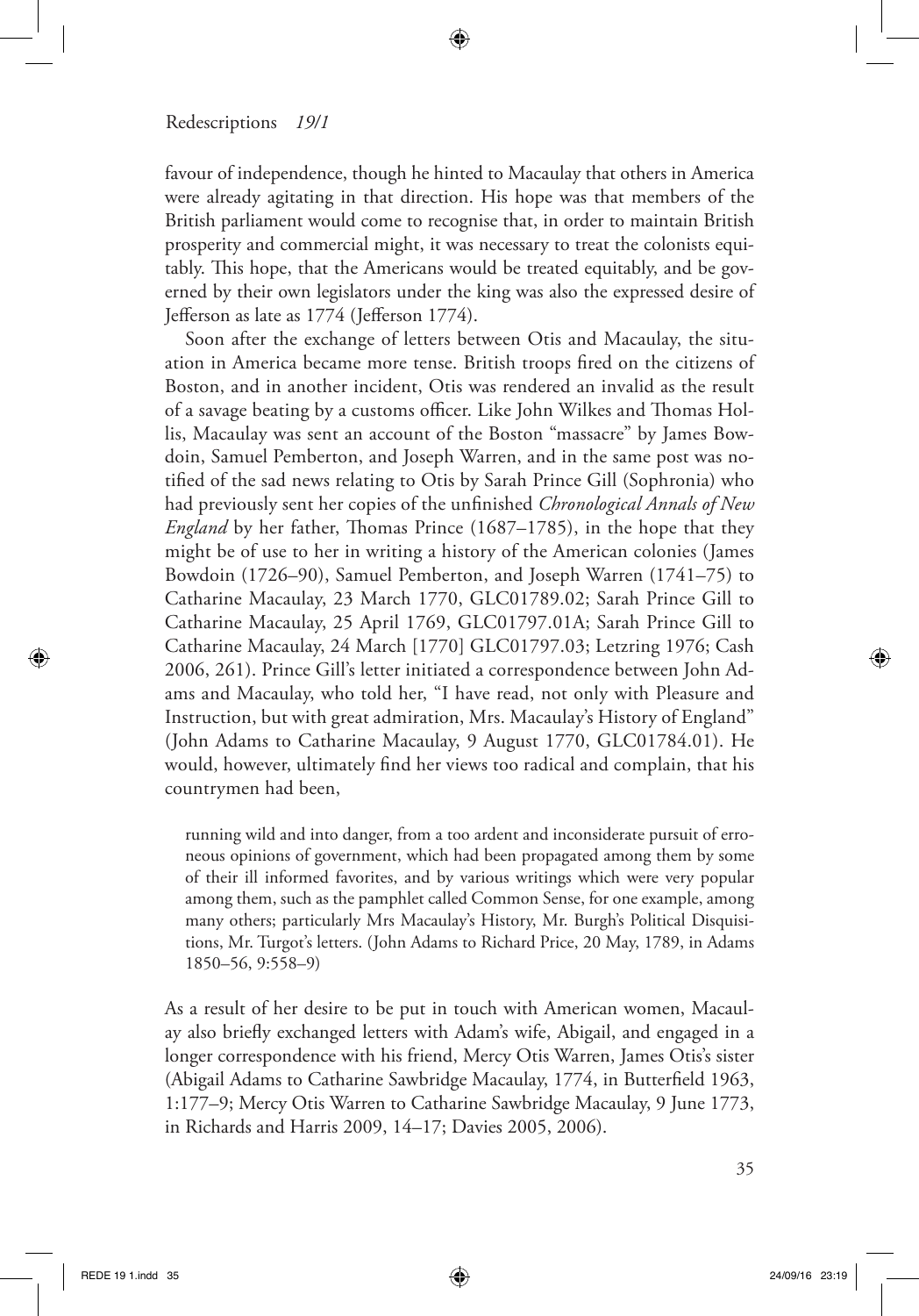favour of independence, though he hinted to Macaulay that others in America were already agitating in that direction. His hope was that members of the British parliament would come to recognise that, in order to maintain British prosperity and commercial might, it was necessary to treat the colonists equitably. This hope, that the Americans would be treated equitably, and be governed by their own legislators under the king was also the expressed desire of Jefferson as late as 1774 (Jefferson 1774).

Soon after the exchange of letters between Otis and Macaulay, the situation in America became more tense. British troops fired on the citizens of Boston, and in another incident, Otis was rendered an invalid as the result of a savage beating by a customs officer. Like John Wilkes and Thomas Hollis, Macaulay was sent an account of the Boston "massacre" by James Bowdoin, Samuel Pemberton, and Joseph Warren, and in the same post was notified of the sad news relating to Otis by Sarah Prince Gill (Sophronia) who had previously sent her copies of the unfinished *Chronological Annals of New England* by her father, Thomas Prince (1687–1785), in the hope that they might be of use to her in writing a history of the American colonies (James Bowdoin (1726–90), Samuel Pemberton, and Joseph Warren (1741–75) to Catharine Macaulay, 23 March 1770, GLC01789.02; Sarah Prince Gill to Catharine Macaulay, 25 April 1769, GLC01797.01A; Sarah Prince Gill to Catharine Macaulay, 24 March [1770] GLC01797.03; Letzring 1976; Cash 2006, 261). Prince Gill's letter initiated a correspondence between John Adams and Macaulay, who told her, "I have read, not only with Pleasure and Instruction, but with great admiration, Mrs. Macaulay's History of England" (John Adams to Catharine Macaulay, 9 August 1770, GLC01784.01). He would, however, ultimately find her views too radical and complain, that his countrymen had been,

> running wild and into danger, from a too ardent and inconsiderate pursuit of erroneous opinions of government, which had been propagated among them by some of their ill informed favorites, and by various writings which were very popular among them, such as the pamphlet called Common Sense, for one example, among many others; particularly Mrs Macaulay's History, Mr. Burgh's Political Disquisitions, Mr. Turgot's letters. (John Adams to Richard Price, 20 May, 1789, in Adams 1850–56, 9:558–9)

As a result of her desire to be put in touch with American women, Macaulay also briefly exchanged letters with Adam's wife, Abigail, and engaged in a longer correspondence with his friend, Mercy Otis Warren, James Otis's sister (Abigail Adams to Catharine Sawbridge Macaulay, 1774, in Butterfield 1963, 1:177–9; Mercy Otis Warren to Catharine Sawbridge Macaulay, 9 June 1773, in Richards and Harris 2009, 14–17; Davies 2005, 2006).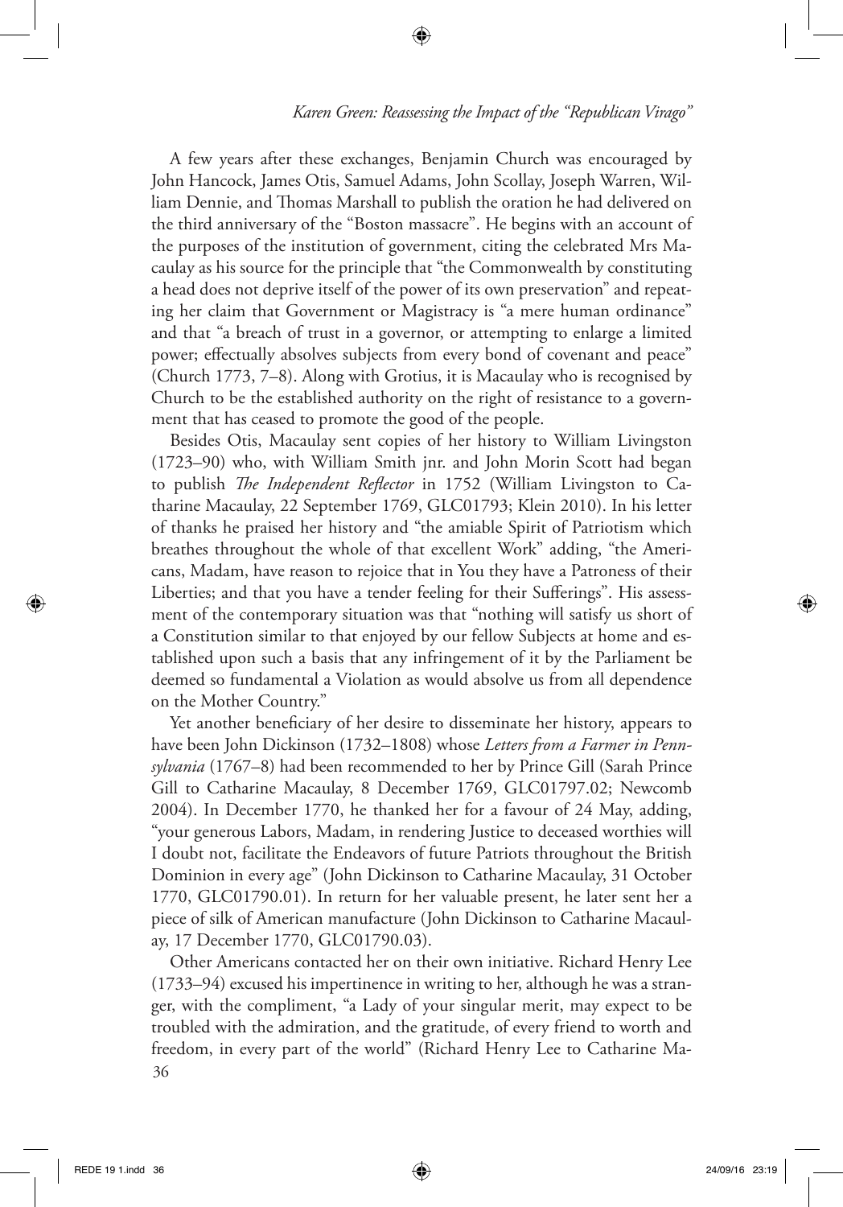A few years after these exchanges, Benjamin Church was encouraged by John Hancock, James Otis, Samuel Adams, John Scollay, Joseph Warren, William Dennie, and Thomas Marshall to publish the oration he had delivered on the third anniversary of the "Boston massacre". He begins with an account of the purposes of the institution of government, citing the celebrated Mrs Macaulay as his source for the principle that "the Commonwealth by constituting a head does not deprive itself of the power of its own preservation" and repeating her claim that Government or Magistracy is "a mere human ordinance" and that "a breach of trust in a governor, or attempting to enlarge a limited power; effectually absolves subjects from every bond of covenant and peace" (Church 1773, 7–8). Along with Grotius, it is Macaulay who is recognised by Church to be the established authority on the right of resistance to a government that has ceased to promote the good of the people.

Besides Otis, Macaulay sent copies of her history to William Livingston (1723–90) who, with William Smith jnr. and John Morin Scott had began to publish *The Independent Reflector* in 1752 (William Livingston to Catharine Macaulay, 22 September 1769, GLC01793; Klein 2010). In his letter of thanks he praised her history and "the amiable Spirit of Patriotism which breathes throughout the whole of that excellent Work" adding, "the Americans, Madam, have reason to rejoice that in You they have a Patroness of their Liberties; and that you have a tender feeling for their Sufferings". His assessment of the contemporary situation was that "nothing will satisfy us short of a Constitution similar to that enjoyed by our fellow Subjects at home and established upon such a basis that any infringement of it by the Parliament be deemed so fundamental a Violation as would absolve us from all dependence on the Mother Country."

Yet another beneficiary of her desire to disseminate her history, appears to have been John Dickinson (1732–1808) whose *Letters from a Farmer in Pennsylvania* (1767–8) had been recommended to her by Prince Gill (Sarah Prince Gill to Catharine Macaulay, 8 December 1769, GLC01797.02; Newcomb 2004). In December 1770, he thanked her for a favour of 24 May, adding, "your generous Labors, Madam, in rendering Justice to deceased worthies will I doubt not, facilitate the Endeavors of future Patriots throughout the British Dominion in every age" (John Dickinson to Catharine Macaulay, 31 October 1770, GLC01790.01). In return for her valuable present, he later sent her a piece of silk of American manufacture (John Dickinson to Catharine Macaulay, 17 December 1770, GLC01790.03).

Other Americans contacted her on their own initiative. Richard Henry Lee (1733–94) excused his impertinence in writing to her, although he was a stranger, with the compliment, "a Lady of your singular merit, may expect to be troubled with the admiration, and the gratitude, of every friend to worth and freedom, in every part of the world" (Richard Henry Lee to Catharine Ma-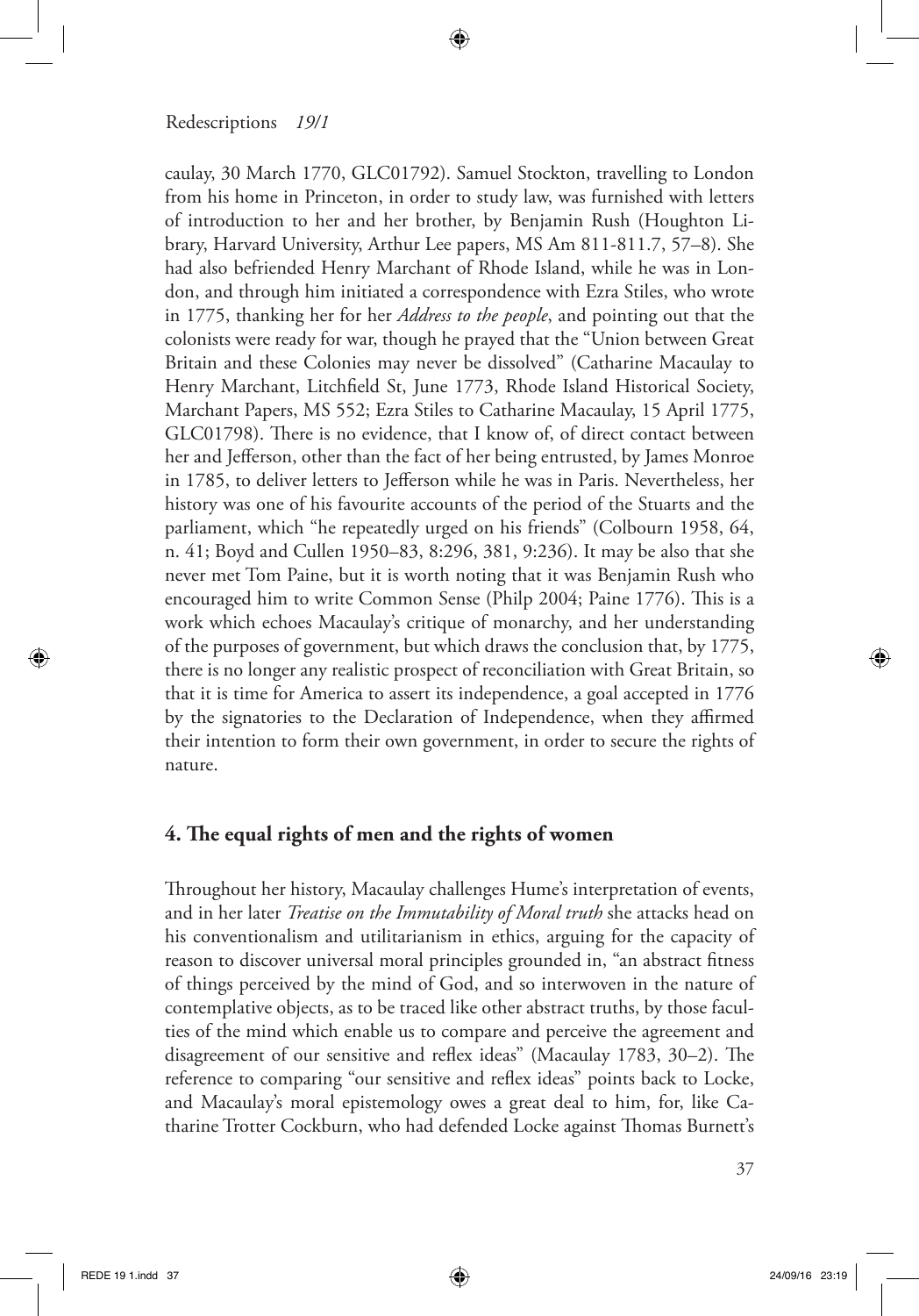caulay, 30 March 1770, GLC01792). Samuel Stockton, travelling to London from his home in Princeton, in order to study law, was furnished with letters of introduction to her and her brother, by Benjamin Rush (Houghton Library, Harvard University, Arthur Lee papers, MS Am 811-811.7, 57–8). She had also befriended Henry Marchant of Rhode Island, while he was in London, and through him initiated a correspondence with Ezra Stiles, who wrote in 1775, thanking her for her *Address to the people*, and pointing out that the colonists were ready for war, though he prayed that the "Union between Great Britain and these Colonies may never be dissolved" (Catharine Macaulay to Henry Marchant, Litchfield St, June 1773, Rhode Island Historical Society, Marchant Papers, MS 552; Ezra Stiles to Catharine Macaulay, 15 April 1775, GLC01798). There is no evidence, that I know of, of direct contact between her and Jefferson, other than the fact of her being entrusted, by James Monroe in 1785, to deliver letters to Jefferson while he was in Paris. Nevertheless, her history was one of his favourite accounts of the period of the Stuarts and the parliament, which "he repeatedly urged on his friends" (Colbourn 1958, 64, n. 41; Boyd and Cullen 1950–83, 8:296, 381, 9:236). It may be also that she never met Tom Paine, but it is worth noting that it was Benjamin Rush who encouraged him to write Common Sense (Philp 2004; Paine 1776). This is a work which echoes Macaulay's critique of monarchy, and her understanding of the purposes of government, but which draws the conclusion that, by 1775, there is no longer any realistic prospect of reconciliation with Great Britain, so that it is time for America to assert its independence, a goal accepted in 1776 by the signatories to the Declaration of Independence, when they affirmed their intention to form their own government, in order to secure the rights of nature.

## 4. The equal rights of men and the rights of women

Throughout her history, Macaulay challenges Hume's interpretation of events, and in her later *Treatise on the Immutability of Moral truth* she attacks head on his conventionalism and utilitarianism in ethics, arguing for the capacity of reason to discover universal moral principles grounded in, "an abstract fitness of things perceived by the mind of God, and so interwoven in the nature of contemplative objects, as to be traced like other abstract truths, by those faculties of the mind which enable us to compare and perceive the agreement and disagreement of our sensitive and reflex ideas" (Macaulay 1783, 30–2). The reference to comparing "our sensitive and reflex ideas" points back to Locke, and Macaulay's moral epistemology owes a great deal to him, for, like Catharine Trotter Cockburn, who had defended Locke against Thomas Burnett's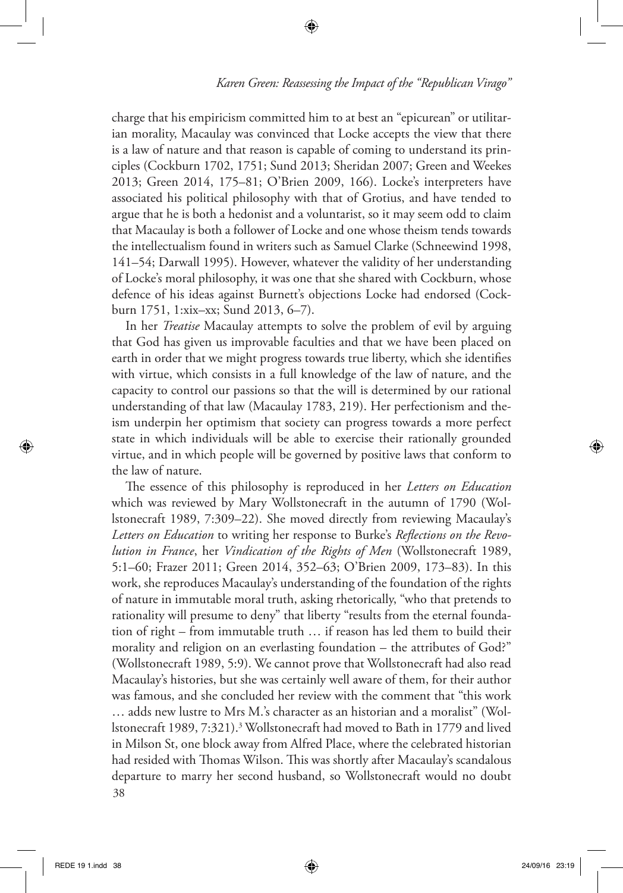charge that his empiricism committed him to at best an "epicurean" or utilitarian morality, Macaulay was convinced that Locke accepts the view that there is a law of nature and that reason is capable of coming to understand its principles (Cockburn 1702, 1751; Sund 2013; Sheridan 2007; Green and Weekes 2013; Green 2014, 175–81; O'Brien 2009, 166). Locke's interpreters have associated his political philosophy with that of Grotius, and have tended to argue that he is both a hedonist and a voluntarist, so it may seem odd to claim that Macaulay is both a follower of Locke and one whose theism tends towards the intellectualism found in writers such as Samuel Clarke (Schneewind 1998, 141–54; Darwall 1995). However, whatever the validity of her understanding of Locke's moral philosophy, it was one that she shared with Cockburn, whose defence of his ideas against Burnett's objections Locke had endorsed (Cockburn 1751, 1:xix–xx; Sund 2013, 6–7).

In her *Treatise* Macaulay attempts to solve the problem of evil by arguing that God has given us improvable faculties and that we have been placed on earth in order that we might progress towards true liberty, which she identifies with virtue, which consists in a full knowledge of the law of nature, and the capacity to control our passions so that the will is determined by our rational understanding of that law (Macaulay 1783, 219). Her perfectionism and theism underpin her optimism that society can progress towards a more perfect state in which individuals will be able to exercise their rationally grounded virtue, and in which people will be governed by positive laws that conform to the law of nature.

The essence of this philosophy is reproduced in her *Letters on Education* which was reviewed by Mary Wollstonecraft in the autumn of 1790 (Wollstonecraft 1989, 7:309–22). She moved directly from reviewing Macaulay's *Letters on Education* to writing her response to Burke's *Reflections on the Revolution in France*, her *Vindication of the Rights of Men* (Wollstonecraft 1989, 5:1–60; Frazer 2011; Green 2014, 352–63; O'Brien 2009, 173–83). In this work, she reproduces Macaulay's understanding of the foundation of the rights of nature in immutable moral truth, asking rhetorically, "who that pretends to rationality will presume to deny" that liberty "results from the eternal foundation of right – from immutable truth … if reason has led them to build their morality and religion on an everlasting foundation – the attributes of God?" (Wollstonecraft 1989, 5:9). We cannot prove that Wollstonecraft had also read Macaulay's histories, but she was certainly well aware of them, for their author was famous, and she concluded her review with the comment that "this work … adds new lustre to Mrs M.'s character as an historian and a moralist" (Wollstonecraft 1989, 7:321).[3] Wollstonecraft had moved to Bath in 1779 and lived in Milson St, one block away from Alfred Place, where the celebrated historian had resided with Thomas Wilson. This was shortly after Macaulay's scandalous departure to marry her second husband, so Wollstonecraft would no doubt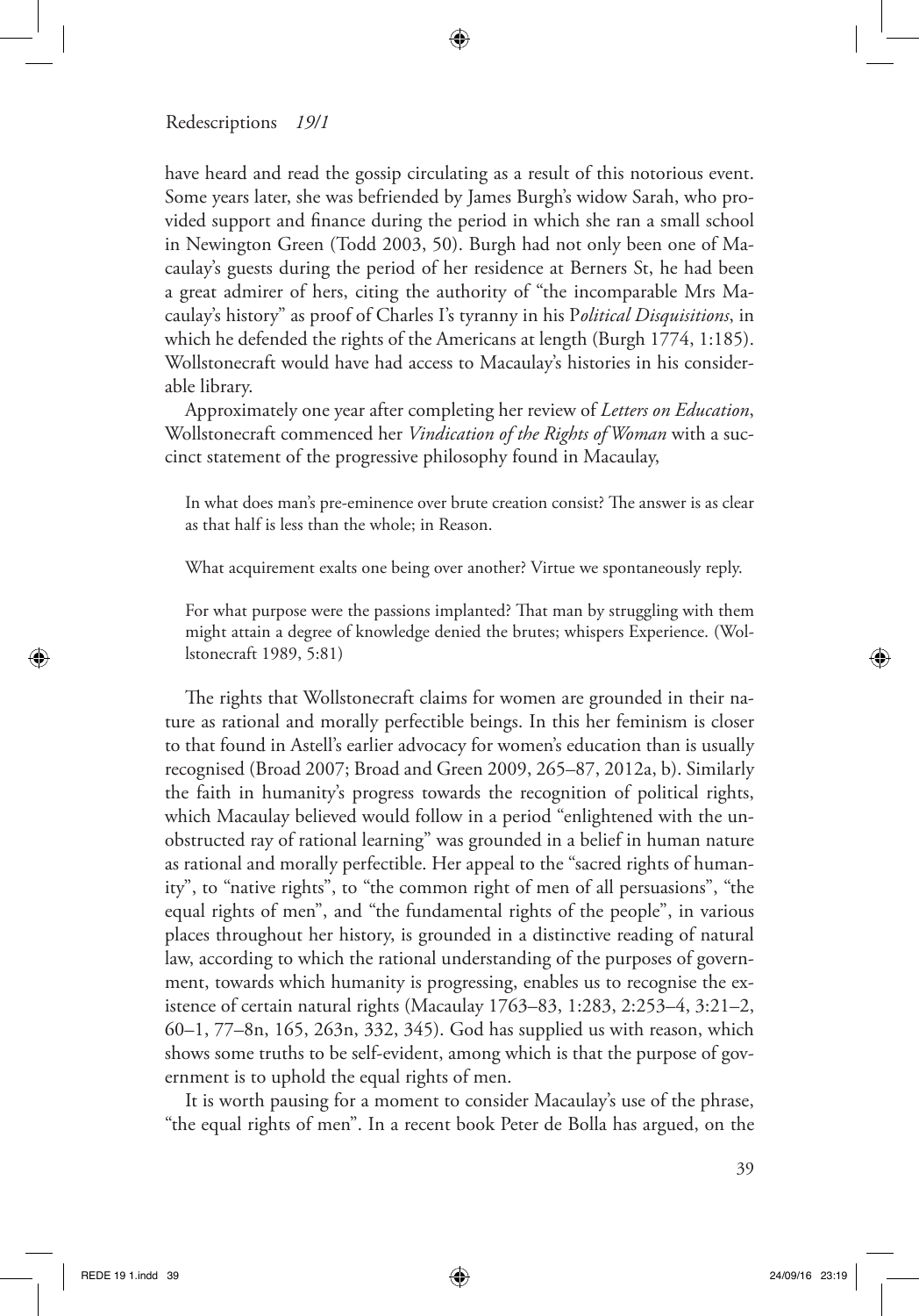have heard and read the gossip circulating as a result of this notorious event. Some years later, she was befriended by James Burgh's widow Sarah, who provided support and finance during the period in which she ran a small school in Newington Green (Todd 2003, 50). Burgh had not only been one of Macaulay's guests during the period of her residence at Berners St, he had been a great admirer of hers, citing the authority of "the incomparable Mrs Macaulay's history" as proof of Charles I's tyranny in his P*olitical Disquisitions*, in which he defended the rights of the Americans at length (Burgh 1774, 1:185). Wollstonecraft would have had access to Macaulay's histories in his considerable library.

Approximately one year after completing her review of *Letters on Education*, Wollstonecraft commenced her *Vindication of the Rights of Woman* with a succinct statement of the progressive philosophy found in Macaulay,

> In what does man's pre-eminence over brute creation consist? The answer is as clear as that half is less than the whole; in Reason.
>
> What acquirement exalts one being over another? Virtue we spontaneously reply.
>
> For what purpose were the passions implanted? That man by struggling with them might attain a degree of knowledge denied the brutes; whispers Experience. (Wollstonecraft 1989, 5:81)

The rights that Wollstonecraft claims for women are grounded in their nature as rational and morally perfectible beings. In this her feminism is closer to that found in Astell's earlier advocacy for women's education than is usually recognised (Broad 2007; Broad and Green 2009, 265–87, 2012a, b). Similarly the faith in humanity's progress towards the recognition of political rights, which Macaulay believed would follow in a period "enlightened with the unobstructed ray of rational learning" was grounded in a belief in human nature as rational and morally perfectible. Her appeal to the "sacred rights of humanity", to "native rights", to "the common right of men of all persuasions", "the equal rights of men", and "the fundamental rights of the people", in various places throughout her history, is grounded in a distinctive reading of natural law, according to which the rational understanding of the purposes of government, towards which humanity is progressing, enables us to recognise the existence of certain natural rights (Macaulay 1763–83, 1:283, 2:253–4, 3:21–2, 60–1, 77–8n, 165, 263n, 332, 345). God has supplied us with reason, which shows some truths to be self-evident, among which is that the purpose of government is to uphold the equal rights of men.

It is worth pausing for a moment to consider Macaulay's use of the phrase, "the equal rights of men". In a recent book Peter de Bolla has argued, on the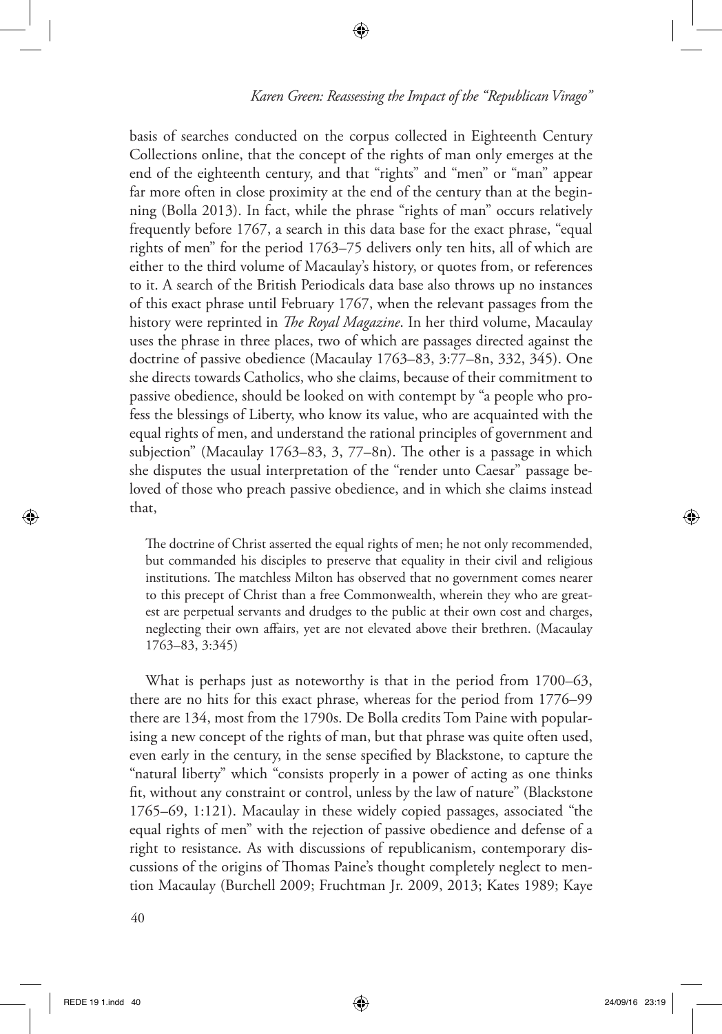basis of searches conducted on the corpus collected in Eighteenth Century Collections online, that the concept of the rights of man only emerges at the end of the eighteenth century, and that "rights" and "men" or "man" appear far more often in close proximity at the end of the century than at the beginning (Bolla 2013). In fact, while the phrase "rights of man" occurs relatively frequently before 1767, a search in this data base for the exact phrase, "equal rights of men" for the period 1763–75 delivers only ten hits, all of which are either to the third volume of Macaulay's history, or quotes from, or references to it. A search of the British Periodicals data base also throws up no instances of this exact phrase until February 1767, when the relevant passages from the history were reprinted in *The Royal Magazine*. In her third volume, Macaulay uses the phrase in three places, two of which are passages directed against the doctrine of passive obedience (Macaulay 1763–83, 3:77–8n, 332, 345). One she directs towards Catholics, who she claims, because of their commitment to passive obedience, should be looked on with contempt by "a people who profess the blessings of Liberty, who know its value, who are acquainted with the equal rights of men, and understand the rational principles of government and subjection" (Macaulay 1763–83, 3, 77–8n). The other is a passage in which she disputes the usual interpretation of the "render unto Caesar" passage beloved of those who preach passive obedience, and in which she claims instead that,

> The doctrine of Christ asserted the equal rights of men; he not only recommended, but commanded his disciples to preserve that equality in their civil and religious institutions. The matchless Milton has observed that no government comes nearer to this precept of Christ than a free Commonwealth, wherein they who are greatest are perpetual servants and drudges to the public at their own cost and charges, neglecting their own affairs, yet are not elevated above their brethren. (Macaulay 1763–83, 3:345)

What is perhaps just as noteworthy is that in the period from 1700–63, there are no hits for this exact phrase, whereas for the period from 1776–99 there are 134, most from the 1790s. De Bolla credits Tom Paine with popularising a new concept of the rights of man, but that phrase was quite often used, even early in the century, in the sense specified by Blackstone, to capture the "natural liberty" which "consists properly in a power of acting as one thinks fit, without any constraint or control, unless by the law of nature" (Blackstone 1765–69, 1:121). Macaulay in these widely copied passages, associated "the equal rights of men" with the rejection of passive obedience and defense of a right to resistance. As with discussions of republicanism, contemporary discussions of the origins of Thomas Paine's thought completely neglect to mention Macaulay (Burchell 2009; Fruchtman Jr. 2009, 2013; Kates 1989; Kaye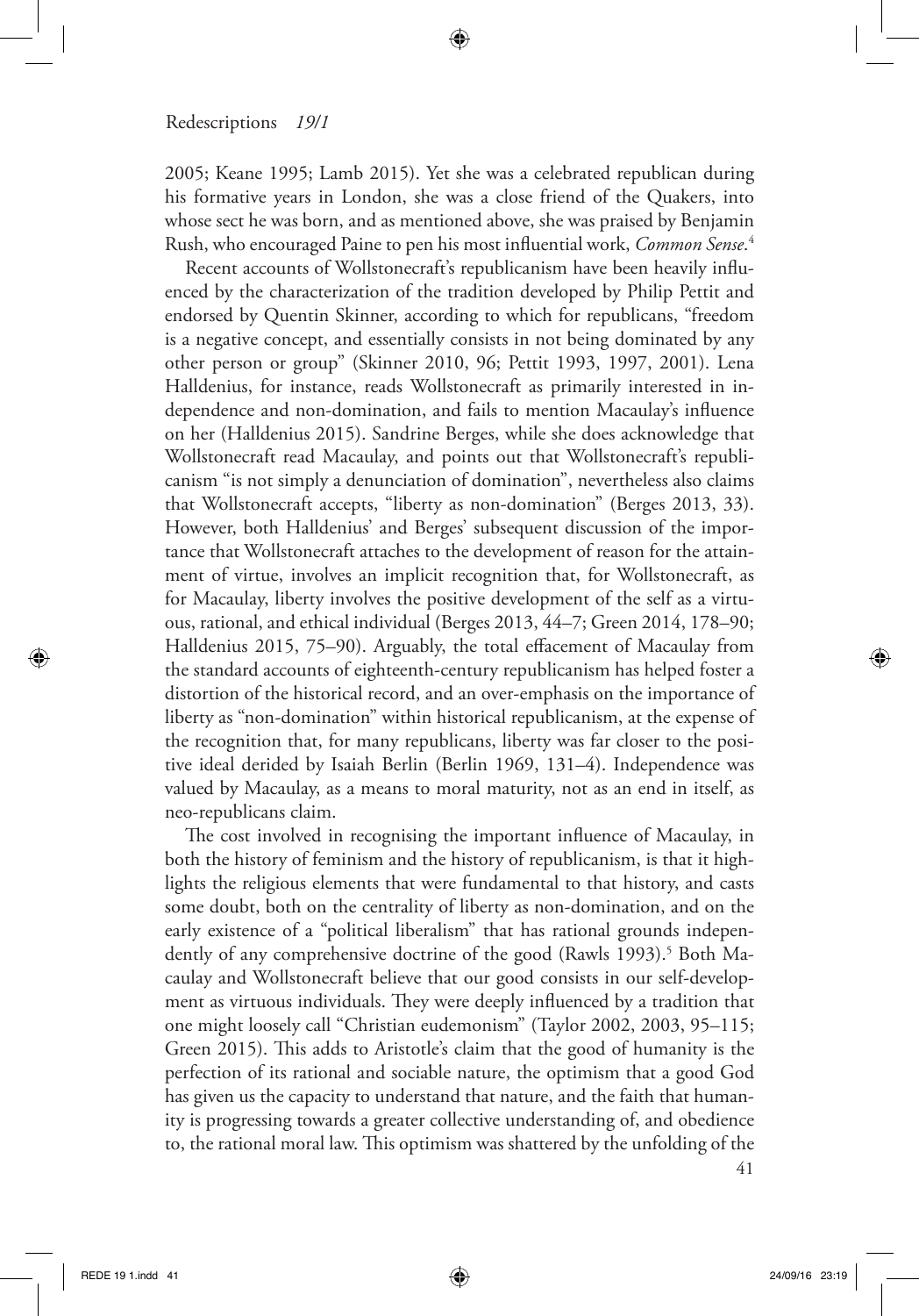2005; Keane 1995; Lamb 2015). Yet she was a celebrated republican during his formative years in London, she was a close friend of the Quakers, into whose sect he was born, and as mentioned above, she was praised by Benjamin Rush, who encouraged Paine to pen his most influential work, *Common Sense*.[4]

Recent accounts of Wollstonecraft's republicanism have been heavily influenced by the characterization of the tradition developed by Philip Pettit and endorsed by Quentin Skinner, according to which for republicans, "freedom is a negative concept, and essentially consists in not being dominated by any other person or group" (Skinner 2010, 96; Pettit 1993, 1997, 2001). Lena Halldenius, for instance, reads Wollstonecraft as primarily interested in independence and non-domination, and fails to mention Macaulay's influence on her (Halldenius 2015). Sandrine Berges, while she does acknowledge that Wollstonecraft read Macaulay, and points out that Wollstonecraft's republicanism "is not simply a denunciation of domination", nevertheless also claims that Wollstonecraft accepts, "liberty as non-domination" (Berges 2013, 33). However, both Halldenius' and Berges' subsequent discussion of the importance that Wollstonecraft attaches to the development of reason for the attainment of virtue, involves an implicit recognition that, for Wollstonecraft, as for Macaulay, liberty involves the positive development of the self as a virtuous, rational, and ethical individual (Berges 2013, 44–7; Green 2014, 178–90; Halldenius 2015, 75–90). Arguably, the total effacement of Macaulay from the standard accounts of eighteenth-century republicanism has helped foster a distortion of the historical record, and an over-emphasis on the importance of liberty as "non-domination" within historical republicanism, at the expense of the recognition that, for many republicans, liberty was far closer to the positive ideal derided by Isaiah Berlin (Berlin 1969, 131–4). Independence was valued by Macaulay, as a means to moral maturity, not as an end in itself, as neo-republicans claim.

The cost involved in recognising the important influence of Macaulay, in both the history of feminism and the history of republicanism, is that it highlights the religious elements that were fundamental to that history, and casts some doubt, both on the centrality of liberty as non-domination, and on the early existence of a "political liberalism" that has rational grounds independently of any comprehensive doctrine of the good (Rawls 1993).[5] Both Macaulay and Wollstonecraft believe that our good consists in our self-development as virtuous individuals. They were deeply influenced by a tradition that one might loosely call "Christian eudemonism" (Taylor 2002, 2003, 95–115; Green 2015). This adds to Aristotle's claim that the good of humanity is the perfection of its rational and sociable nature, the optimism that a good God has given us the capacity to understand that nature, and the faith that humanity is progressing towards a greater collective understanding of, and obedience to, the rational moral law. This optimism was shattered by the unfolding of the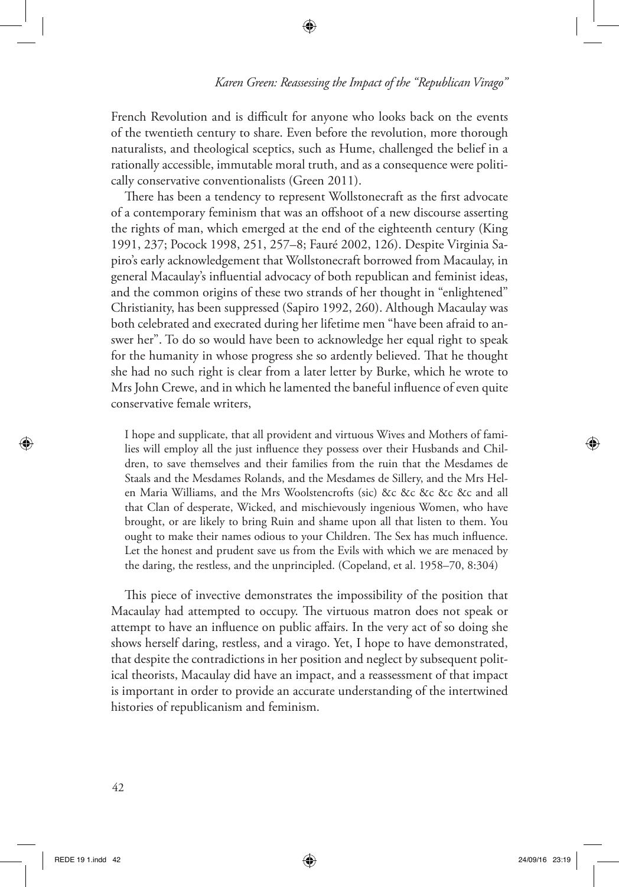French Revolution and is difficult for anyone who looks back on the events of the twentieth century to share. Even before the revolution, more thorough naturalists, and theological sceptics, such as Hume, challenged the belief in a rationally accessible, immutable moral truth, and as a consequence were politically conservative conventionalists (Green 2011).

There has been a tendency to represent Wollstonecraft as the first advocate of a contemporary feminism that was an offshoot of a new discourse asserting the rights of man, which emerged at the end of the eighteenth century (King 1991, 237; Pocock 1998, 251, 257–8; Fauré 2002, 126). Despite Virginia Sapiro's early acknowledgement that Wollstonecraft borrowed from Macaulay, in general Macaulay's influential advocacy of both republican and feminist ideas, and the common origins of these two strands of her thought in "enlightened" Christianity, has been suppressed (Sapiro 1992, 260). Although Macaulay was both celebrated and execrated during her lifetime men "have been afraid to answer her". To do so would have been to acknowledge her equal right to speak for the humanity in whose progress she so ardently believed. That he thought she had no such right is clear from a later letter by Burke, which he wrote to Mrs John Crewe, and in which he lamented the baneful influence of even quite conservative female writers,

> I hope and supplicate, that all provident and virtuous Wives and Mothers of families will employ all the just influence they possess over their Husbands and Children, to save themselves and their families from the ruin that the Mesdames de Staals and the Mesdames Rolands, and the Mesdames de Sillery, and the Mrs Helen Maria Williams, and the Mrs Woolstencrofts (sic) &c &c &c &c &c and all that Clan of desperate, Wicked, and mischievously ingenious Women, who have brought, or are likely to bring Ruin and shame upon all that listen to them. You ought to make their names odious to your Children. The Sex has much influence. Let the honest and prudent save us from the Evils with which we are menaced by the daring, the restless, and the unprincipled. (Copeland, et al. 1958–70, 8:304)

This piece of invective demonstrates the impossibility of the position that Macaulay had attempted to occupy. The virtuous matron does not speak or attempt to have an influence on public affairs. In the very act of so doing she shows herself daring, restless, and a virago. Yet, I hope to have demonstrated, that despite the contradictions in her position and neglect by subsequent political theorists, Macaulay did have an impact, and a reassessment of that impact is important in order to provide an accurate understanding of the intertwined histories of republicanism and feminism.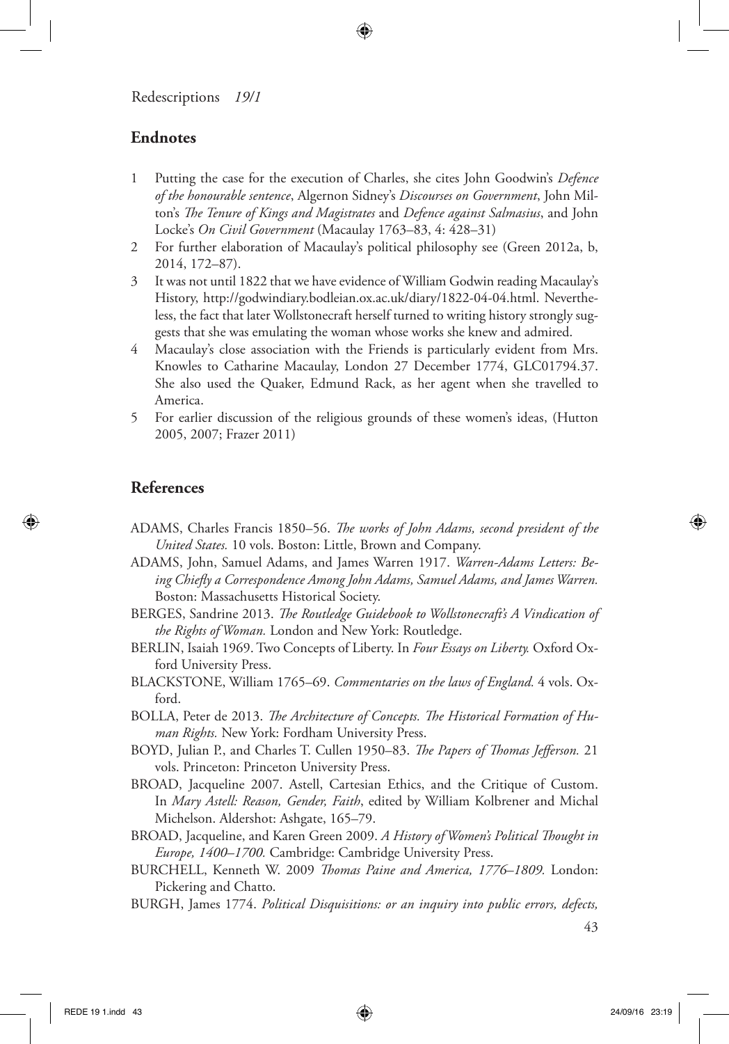## Endnotes

1. Putting the case for the execution of Charles, she cites John Goodwin's *Defence of the honourable sentence*, Algernon Sidney's *Discourses on Government*, John Milton's *The Tenure of Kings and Magistrates* and *Defence against Salmasius*, and John Locke's *On Civil Government* (Macaulay 1763–83, 4: 428–31)
2. For further elaboration of Macaulay's political philosophy see (Green 2012a, b, 2014, 172–87).
3. It was not until 1822 that we have evidence of William Godwin reading Macaulay's History, http://godwindiary.bodleian.ox.ac.uk/diary/1822-04-04.html. Nevertheless, the fact that later Wollstonecraft herself turned to writing history strongly suggests that she was emulating the woman whose works she knew and admired.
4. Macaulay's close association with the Friends is particularly evident from Mrs. Knowles to Catharine Macaulay, London 27 December 1774, GLC01794.37. She also used the Quaker, Edmund Rack, as her agent when she travelled to America.
5. For earlier discussion of the religious grounds of these women's ideas, (Hutton 2005, 2007; Frazer 2011)

## References

ADAMS, Charles Francis 1850–56. *The works of John Adams, second president of the United States.* 10 vols. Boston: Little, Brown and Company.

ADAMS, John, Samuel Adams, and James Warren 1917. *Warren-Adams Letters: Being Chiefly a Correspondence Among John Adams, Samuel Adams, and James Warren.* Boston: Massachusetts Historical Society.

BERGES, Sandrine 2013. *The Routledge Guidebook to Wollstonecraft's A Vindication of the Rights of Woman.* London and New York: Routledge.

BERLIN, Isaiah 1969. Two Concepts of Liberty. In *Four Essays on Liberty.* Oxford Oxford University Press.

BLACKSTONE, William 1765–69. *Commentaries on the laws of England.* 4 vols. Oxford.

BOLLA, Peter de 2013. *The Architecture of Concepts. The Historical Formation of Human Rights.* New York: Fordham University Press.

BOYD, Julian P., and Charles T. Cullen 1950–83. *The Papers of Thomas Jefferson.* 21 vols. Princeton: Princeton University Press.

BROAD, Jacqueline 2007. Astell, Cartesian Ethics, and the Critique of Custom. In *Mary Astell: Reason, Gender, Faith*, edited by William Kolbrener and Michal Michelson. Aldershot: Ashgate, 165–79.

BROAD, Jacqueline, and Karen Green 2009. *A History of Women's Political Thought in Europe, 1400–1700.* Cambridge: Cambridge University Press.

BURCHELL, Kenneth W. 2009 *Thomas Paine and America, 1776–1809.* London: Pickering and Chatto.

BURGH, James 1774. *Political Disquisitions: or an inquiry into public errors, defects,*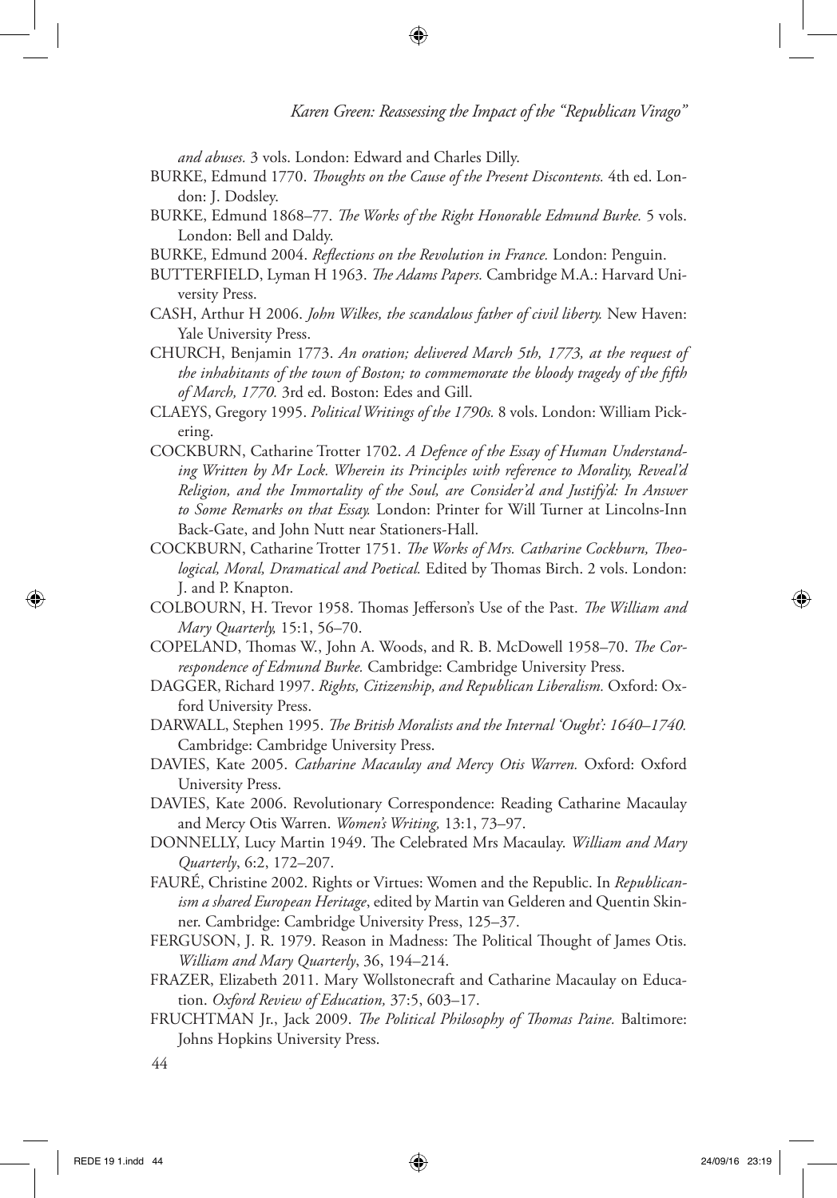*and abuses.* 3 vols. London: Edward and Charles Dilly.

BURKE, Edmund 1770. *Thoughts on the Cause of the Present Discontents.* 4th ed. London: J. Dodsley.

BURKE, Edmund 1868–77. *The Works of the Right Honorable Edmund Burke.* 5 vols. London: Bell and Daldy.

BURKE, Edmund 2004. *Reflections on the Revolution in France.* London: Penguin.

BUTTERFIELD, Lyman H 1963. *The Adams Papers.* Cambridge M.A.: Harvard University Press.

CASH, Arthur H 2006. *John Wilkes, the scandalous father of civil liberty.* New Haven: Yale University Press.

CHURCH, Benjamin 1773. *An oration; delivered March 5th, 1773, at the request of the inhabitants of the town of Boston; to commemorate the bloody tragedy of the fifth of March, 1770.* 3rd ed. Boston: Edes and Gill.

CLAEYS, Gregory 1995. *Political Writings of the 1790s.* 8 vols. London: William Pickering.

COCKBURN, Catharine Trotter 1702. *A Defence of the Essay of Human Understanding Written by Mr Lock. Wherein its Principles with reference to Morality, Reveal'd Religion, and the Immortality of the Soul, are Consider'd and Justify'd: In Answer to Some Remarks on that Essay.* London: Printer for Will Turner at Lincolns-Inn Back-Gate, and John Nutt near Stationers-Hall.

COCKBURN, Catharine Trotter 1751. *The Works of Mrs. Catharine Cockburn, Theological, Moral, Dramatical and Poetical.* Edited by Thomas Birch. 2 vols. London: J. and P. Knapton.

COLBOURN, H. Trevor 1958. Thomas Jefferson's Use of the Past. *The William and Mary Quarterly,* 15:1, 56–70.

COPELAND, Thomas W., John A. Woods, and R. B. McDowell 1958–70. *The Correspondence of Edmund Burke.* Cambridge: Cambridge University Press.

DAGGER, Richard 1997. *Rights, Citizenship, and Republican Liberalism.* Oxford: Oxford University Press.

DARWALL, Stephen 1995. *The British Moralists and the Internal 'Ought': 1640–1740.* Cambridge: Cambridge University Press.

DAVIES, Kate 2005. *Catharine Macaulay and Mercy Otis Warren.* Oxford: Oxford University Press.

DAVIES, Kate 2006. Revolutionary Correspondence: Reading Catharine Macaulay and Mercy Otis Warren. *Women's Writing,* 13:1, 73–97.

DONNELLY, Lucy Martin 1949. The Celebrated Mrs Macaulay. *William and Mary Quarterly*, 6:2, 172–207.

FAURÉ, Christine 2002. Rights or Virtues: Women and the Republic. In *Republicanism a shared European Heritage*, edited by Martin van Gelderen and Quentin Skinner. Cambridge: Cambridge University Press, 125–37.

FERGUSON, J. R. 1979. Reason in Madness: The Political Thought of James Otis. *William and Mary Quarterly*, 36, 194–214.

FRAZER, Elizabeth 2011. Mary Wollstonecraft and Catharine Macaulay on Education. *Oxford Review of Education,* 37:5, 603–17.

FRUCHTMAN Jr., Jack 2009. *The Political Philosophy of Thomas Paine.* Baltimore: Johns Hopkins University Press.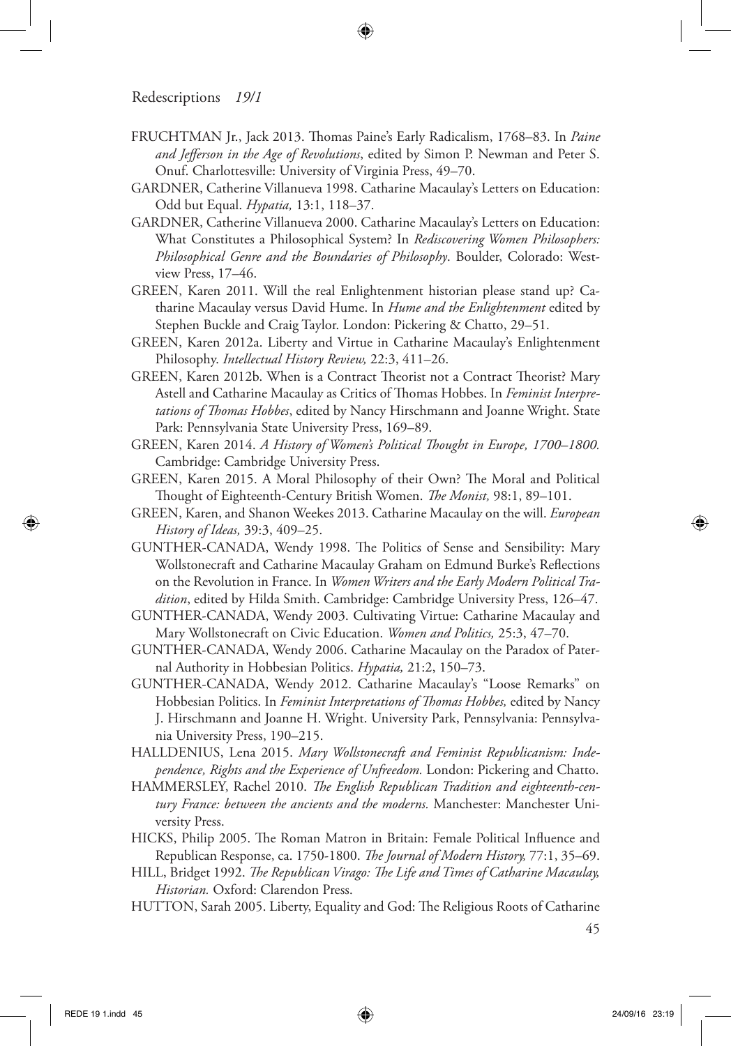FRUCHTMAN Jr., Jack 2013. Thomas Paine's Early Radicalism, 1768–83. In *Paine and Jefferson in the Age of Revolutions*, edited by Simon P. Newman and Peter S. Onuf. Charlottesville: University of Virginia Press, 49–70.

GARDNER, Catherine Villanueva 1998. Catharine Macaulay's Letters on Education: Odd but Equal. *Hypatia,* 13:1, 118–37.

GARDNER, Catherine Villanueva 2000. Catharine Macaulay's Letters on Education: What Constitutes a Philosophical System? In *Rediscovering Women Philosophers: Philosophical Genre and the Boundaries of Philosophy*. Boulder, Colorado: Westview Press, 17–46.

GREEN, Karen 2011. Will the real Enlightenment historian please stand up? Catharine Macaulay versus David Hume. In *Hume and the Enlightenment* edited by Stephen Buckle and Craig Taylor. London: Pickering & Chatto, 29–51.

GREEN, Karen 2012a. Liberty and Virtue in Catharine Macaulay's Enlightenment Philosophy. *Intellectual History Review,* 22:3, 411–26.

GREEN, Karen 2012b. When is a Contract Theorist not a Contract Theorist? Mary Astell and Catharine Macaulay as Critics of Thomas Hobbes. In *Feminist Interpretations of Thomas Hobbes*, edited by Nancy Hirschmann and Joanne Wright. State Park: Pennsylvania State University Press, 169–89.

GREEN, Karen 2014. *A History of Women's Political Thought in Europe, 1700–1800.* Cambridge: Cambridge University Press.

GREEN, Karen 2015. A Moral Philosophy of their Own? The Moral and Political Thought of Eighteenth-Century British Women. *The Monist,* 98:1, 89–101.

GREEN, Karen, and Shanon Weekes 2013. Catharine Macaulay on the will. *European History of Ideas,* 39:3, 409–25.

GUNTHER-CANADA, Wendy 1998. The Politics of Sense and Sensibility: Mary Wollstonecraft and Catharine Macaulay Graham on Edmund Burke's Reflections on the Revolution in France. In *Women Writers and the Early Modern Political Tradition*, edited by Hilda Smith. Cambridge: Cambridge University Press, 126–47.

GUNTHER-CANADA, Wendy 2003. Cultivating Virtue: Catharine Macaulay and Mary Wollstonecraft on Civic Education. *Women and Politics,* 25:3, 47–70.

GUNTHER-CANADA, Wendy 2006. Catharine Macaulay on the Paradox of Paternal Authority in Hobbesian Politics. *Hypatia,* 21:2, 150–73.

GUNTHER-CANADA, Wendy 2012. Catharine Macaulay's "Loose Remarks" on Hobbesian Politics. In *Feminist Interpretations of Thomas Hobbes,* edited by Nancy J. Hirschmann and Joanne H. Wright. University Park, Pennsylvania: Pennsylvania University Press, 190–215.

HALLDENIUS, Lena 2015. *Mary Wollstonecraft and Feminist Republicanism: Independence, Rights and the Experience of Unfreedom.* London: Pickering and Chatto.

HAMMERSLEY, Rachel 2010. *The English Republican Tradition and eighteenth-century France: between the ancients and the moderns.* Manchester: Manchester University Press.

HICKS, Philip 2005. The Roman Matron in Britain: Female Political Influence and Republican Response, ca. 1750-1800. *The Journal of Modern History,* 77:1, 35–69.

HILL, Bridget 1992. *The Republican Virago: The Life and Times of Catharine Macaulay, Historian.* Oxford: Clarendon Press.

HUTTON, Sarah 2005. Liberty, Equality and God: The Religious Roots of Catharine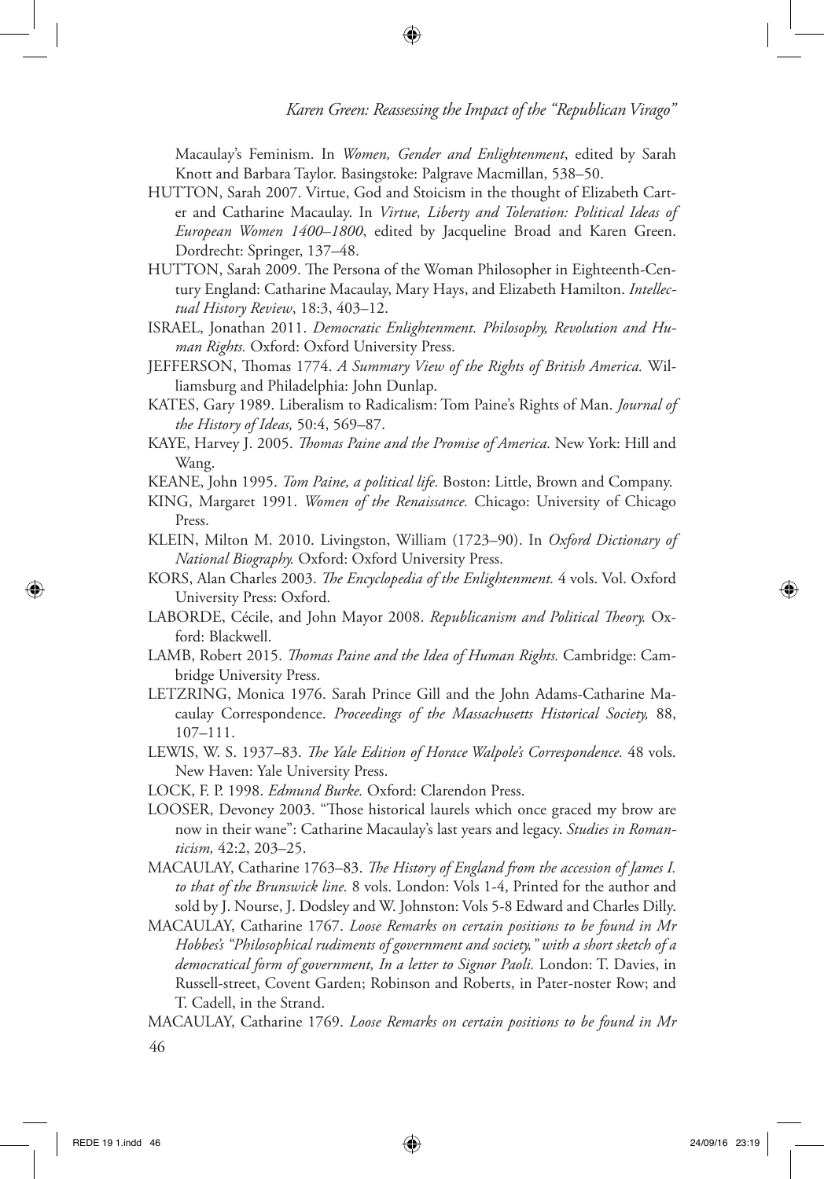Macaulay's Feminism. In *Women, Gender and Enlightenment*, edited by Sarah Knott and Barbara Taylor. Basingstoke: Palgrave Macmillan, 538–50.

HUTTON, Sarah 2007. Virtue, God and Stoicism in the thought of Elizabeth Carter and Catharine Macaulay. In *Virtue, Liberty and Toleration: Political Ideas of European Women 1400–1800*, edited by Jacqueline Broad and Karen Green. Dordrecht: Springer, 137–48.

HUTTON, Sarah 2009. The Persona of the Woman Philosopher in Eighteenth-Century England: Catharine Macaulay, Mary Hays, and Elizabeth Hamilton. *Intellectual History Review*, 18:3, 403–12.

ISRAEL, Jonathan 2011. *Democratic Enlightenment. Philosophy, Revolution and Human Rights.* Oxford: Oxford University Press.

JEFFERSON, Thomas 1774. *A Summary View of the Rights of British America.* Williamsburg and Philadelphia: John Dunlap.

KATES, Gary 1989. Liberalism to Radicalism: Tom Paine's Rights of Man. *Journal of the History of Ideas,* 50:4, 569–87.

KAYE, Harvey J. 2005. *Thomas Paine and the Promise of America.* New York: Hill and Wang.

KEANE, John 1995. *Tom Paine, a political life.* Boston: Little, Brown and Company.

KING, Margaret 1991. *Women of the Renaissance.* Chicago: University of Chicago Press.

KLEIN, Milton M. 2010. Livingston, William (1723–90). In *Oxford Dictionary of National Biography.* Oxford: Oxford University Press.

KORS, Alan Charles 2003. *The Encyclopedia of the Enlightenment.* 4 vols. Vol. Oxford University Press: Oxford.

LABORDE, Cécile, and John Mayor 2008. *Republicanism and Political Theory.* Oxford: Blackwell.

LAMB, Robert 2015. *Thomas Paine and the Idea of Human Rights.* Cambridge: Cambridge University Press.

LETZRING, Monica 1976. Sarah Prince Gill and the John Adams-Catharine Macaulay Correspondence. *Proceedings of the Massachusetts Historical Society,* 88, 107–111.

LEWIS, W. S. 1937–83. *The Yale Edition of Horace Walpole's Correspondence.* 48 vols. New Haven: Yale University Press.

LOCK, F. P. 1998. *Edmund Burke.* Oxford: Clarendon Press.

LOOSER, Devoney 2003. "Those historical laurels which once graced my brow are now in their wane": Catharine Macaulay's last years and legacy. *Studies in Romanticism,* 42:2, 203–25.

MACAULAY, Catharine 1763–83. *The History of England from the accession of James I. to that of the Brunswick line.* 8 vols. London: Vols 1-4, Printed for the author and sold by J. Nourse, J. Dodsley and W. Johnston: Vols 5-8 Edward and Charles Dilly.

MACAULAY, Catharine 1767. *Loose Remarks on certain positions to be found in Mr Hobbes's "Philosophical rudiments of government and society," with a short sketch of a democratical form of government, In a letter to Signor Paoli.* London: T. Davies, in Russell-street, Covent Garden; Robinson and Roberts, in Pater-noster Row; and T. Cadell, in the Strand.

MACAULAY, Catharine 1769. *Loose Remarks on certain positions to be found in Mr*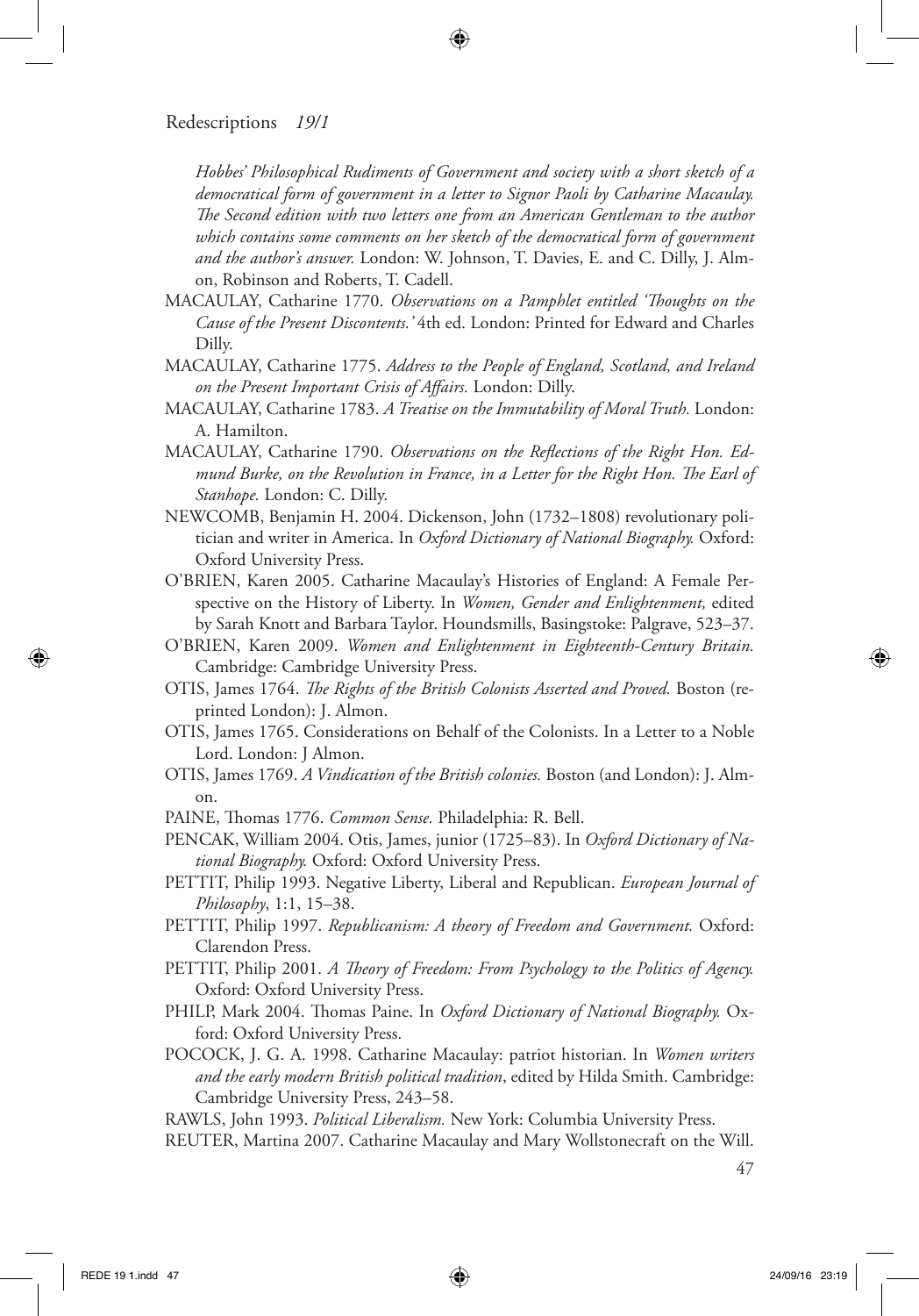*Hobbes' Philosophical Rudiments of Government and society with a short sketch of a democratical form of government in a letter to Signor Paoli by Catharine Macaulay. The Second edition with two letters one from an American Gentleman to the author which contains some comments on her sketch of the democratical form of government and the author's answer.* London: W. Johnson, T. Davies, E. and C. Dilly, J. Almon, Robinson and Roberts, T. Cadell.

MACAULAY, Catharine 1770. *Observations on a Pamphlet entitled 'Thoughts on the Cause of the Present Discontents.'* 4th ed. London: Printed for Edward and Charles Dilly.

MACAULAY, Catharine 1775. *Address to the People of England, Scotland, and Ireland on the Present Important Crisis of Affairs.* London: Dilly.

MACAULAY, Catharine 1783. *A Treatise on the Immutability of Moral Truth.* London: A. Hamilton.

MACAULAY, Catharine 1790. *Observations on the Reflections of the Right Hon. Edmund Burke, on the Revolution in France, in a Letter for the Right Hon. The Earl of Stanhope.* London: C. Dilly.

NEWCOMB, Benjamin H. 2004. Dickenson, John (1732–1808) revolutionary politician and writer in America. In *Oxford Dictionary of National Biography.* Oxford: Oxford University Press.

O'BRIEN, Karen 2005. Catharine Macaulay's Histories of England: A Female Perspective on the History of Liberty. In *Women, Gender and Enlightenment,* edited by Sarah Knott and Barbara Taylor. Houndsmills, Basingstoke: Palgrave, 523–37.

O'BRIEN, Karen 2009. *Women and Enlightenment in Eighteenth-Century Britain.* Cambridge: Cambridge University Press.

OTIS, James 1764. *The Rights of the British Colonists Asserted and Proved.* Boston (reprinted London): J. Almon.

OTIS, James 1765. Considerations on Behalf of the Colonists. In a Letter to a Noble Lord. London: J Almon.

OTIS, James 1769. *A Vindication of the British colonies.* Boston (and London): J. Almon.

PAINE, Thomas 1776. *Common Sense.* Philadelphia: R. Bell.

PENCAK, William 2004. Otis, James, junior (1725–83). In *Oxford Dictionary of National Biography.* Oxford: Oxford University Press.

PETTIT, Philip 1993. Negative Liberty, Liberal and Republican. *European Journal of Philosophy*, 1:1, 15–38.

PETTIT, Philip 1997. *Republicanism: A theory of Freedom and Government.* Oxford: Clarendon Press.

PETTIT, Philip 2001. *A Theory of Freedom: From Psychology to the Politics of Agency.* Oxford: Oxford University Press.

PHILP, Mark 2004. Thomas Paine. In *Oxford Dictionary of National Biography.* Oxford: Oxford University Press.

POCOCK, J. G. A. 1998. Catharine Macaulay: patriot historian. In *Women writers and the early modern British political tradition*, edited by Hilda Smith. Cambridge: Cambridge University Press, 243–58.

RAWLS, John 1993. *Political Liberalism.* New York: Columbia University Press.

REUTER, Martina 2007. Catharine Macaulay and Mary Wollstonecraft on the Will.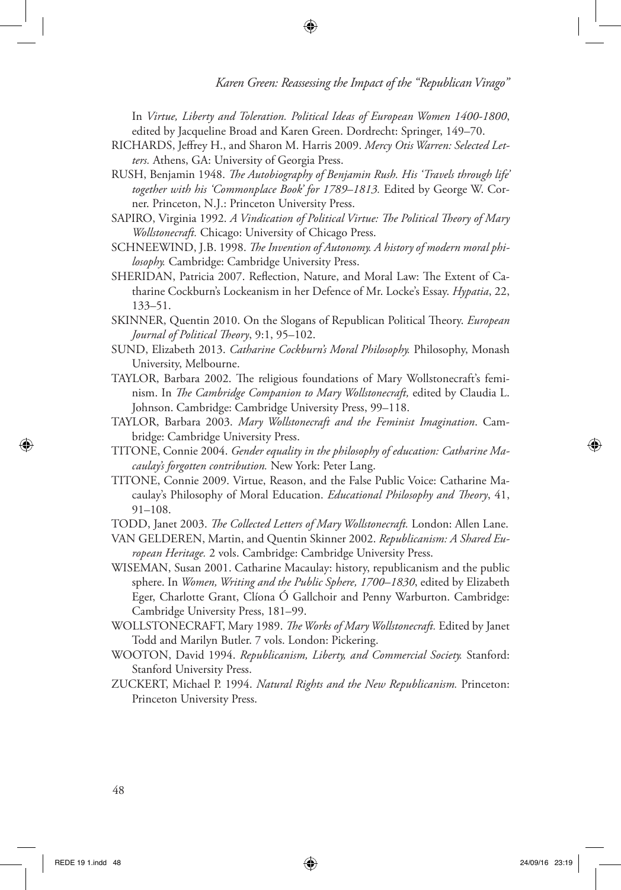In *Virtue, Liberty and Toleration. Political Ideas of European Women 1400-1800*, edited by Jacqueline Broad and Karen Green. Dordrecht: Springer, 149–70.

RICHARDS, Jeffrey H., and Sharon M. Harris 2009. *Mercy Otis Warren: Selected Letters.* Athens, GA: University of Georgia Press.

RUSH, Benjamin 1948. *The Autobiography of Benjamin Rush. His 'Travels through life' together with his 'Commonplace Book' for 1789–1813.* Edited by George W. Corner. Princeton, N.J.: Princeton University Press.

SAPIRO, Virginia 1992. *A Vindication of Political Virtue: The Political Theory of Mary Wollstonecraft.* Chicago: University of Chicago Press.

SCHNEEWIND, J.B. 1998. *The Invention of Autonomy. A history of modern moral philosophy.* Cambridge: Cambridge University Press.

SHERIDAN, Patricia 2007. Reflection, Nature, and Moral Law: The Extent of Catharine Cockburn's Lockeanism in her Defence of Mr. Locke's Essay. *Hypatia*, 22, 133–51.

SKINNER, Quentin 2010. On the Slogans of Republican Political Theory. *European Journal of Political Theory*, 9:1, 95–102.

SUND, Elizabeth 2013. *Catharine Cockburn's Moral Philosophy.* Philosophy, Monash University, Melbourne.

TAYLOR, Barbara 2002. The religious foundations of Mary Wollstonecraft's feminism. In *The Cambridge Companion to Mary Wollstonecraft,* edited by Claudia L. Johnson. Cambridge: Cambridge University Press, 99–118.

TAYLOR, Barbara 2003. *Mary Wollstonecraft and the Feminist Imagination*. Cambridge: Cambridge University Press.

TITONE, Connie 2004. *Gender equality in the philosophy of education: Catharine Macaulay's forgotten contribution.* New York: Peter Lang.

TITONE, Connie 2009. Virtue, Reason, and the False Public Voice: Catharine Macaulay's Philosophy of Moral Education. *Educational Philosophy and Theory*, 41, 91–108.

TODD, Janet 2003. *The Collected Letters of Mary Wollstonecraft.* London: Allen Lane.

VAN GELDEREN, Martin, and Quentin Skinner 2002. *Republicanism: A Shared European Heritage.* 2 vols. Cambridge: Cambridge University Press.

WISEMAN, Susan 2001. Catharine Macaulay: history, republicanism and the public sphere. In *Women, Writing and the Public Sphere, 1700–1830*, edited by Elizabeth Eger, Charlotte Grant, Clíona Ó Gallchoir and Penny Warburton. Cambridge: Cambridge University Press, 181–99.

WOLLSTONECRAFT, Mary 1989. *The Works of Mary Wollstonecraft.* Edited by Janet Todd and Marilyn Butler. 7 vols. London: Pickering.

WOOTON, David 1994. *Republicanism, Liberty, and Commercial Society.* Stanford: Stanford University Press.

ZUCKERT, Michael P. 1994. *Natural Rights and the New Republicanism.* Princeton: Princeton University Press.